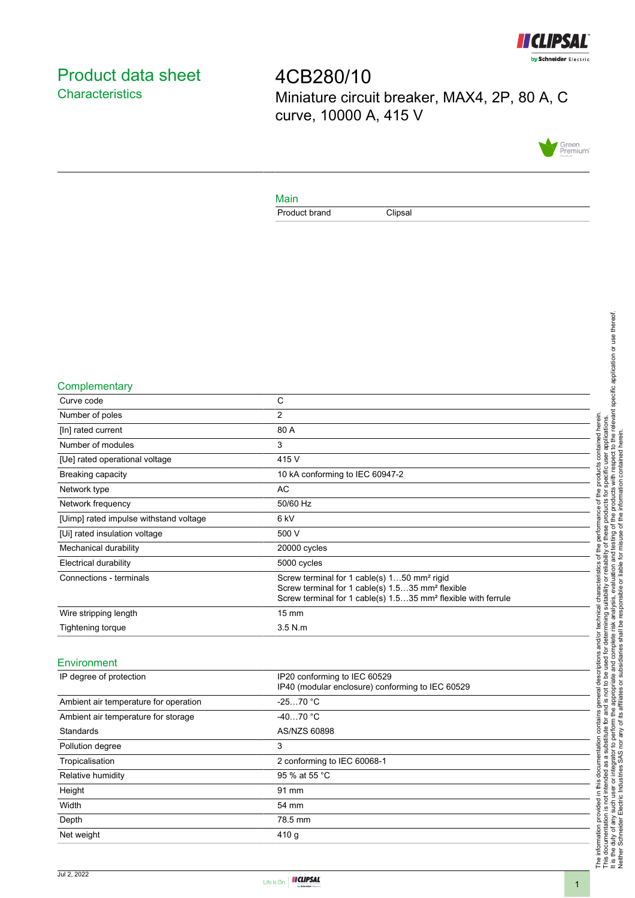# Product data sheet
## Characteristics

# 4CB280/10
Miniature circuit breaker, MAX4, 2P, 80 A, C curve, 10000 A, 415 V

### Main

| | |
|---|---|
| Product brand | Clipsal |

### Complementary

| | |
|---|---|
| Curve code | C |
| Number of poles | 2 |
| [In] rated current | 80 A |
| Number of modules | 3 |
| [Ue] rated operational voltage | 415 V |
| Breaking capacity | 10 kA conforming to IEC 60947-2 |
| Network type | AC |
| Network frequency | 50/60 Hz |
| [Uimp] rated impulse withstand voltage | 6 kV |
| [Ui] rated insulation voltage | 500 V |
| Mechanical durability | 20000 cycles |
| Electrical durability | 5000 cycles |
| Connections - terminals | Screw terminal for 1 cable(s) 1…50 mm² rigid<br>Screw terminal for 1 cable(s) 1.5…35 mm² flexible<br>Screw terminal for 1 cable(s) 1.5…35 mm² flexible with ferrule |
| Wire stripping length | 15 mm |
| Tightening torque | 3.5 N.m |

### Environment

| | |
|---|---|
| IP degree of protection | IP20 conforming to IEC 60529<br>IP40 (modular enclosure) conforming to IEC 60529 |
| Ambient air temperature for operation | -25…70 °C |
| Ambient air temperature for storage | -40…70 °C |
| Standards | AS/NZS 60898 |
| Pollution degree | 3 |
| Tropicalisation | 2 conforming to IEC 60068-1 |
| Relative humidity | 95 % at 55 °C |
| Height | 91 mm |
| Width | 54 mm |
| Depth | 78.5 mm |
| Net weight | 410 g |

The information provided in this documentation contains general descriptions and/or technical characteristics of the performance of the products contained herein.
This documentation is not intended as a substitute for and is not to be used for determining suitability or reliability of these products for specific user applications.
It is the duty of any such user or integrator to perform the appropriate and complete risk analysis, evaluation and testing of the products with respect to the relevant specific application or use thereof.
Neither Schneider Electric Industries SAS nor any of its affiliates or subsidiaries shall be responsible or liable for misuse of the information contained herein.

Jul 2, 2022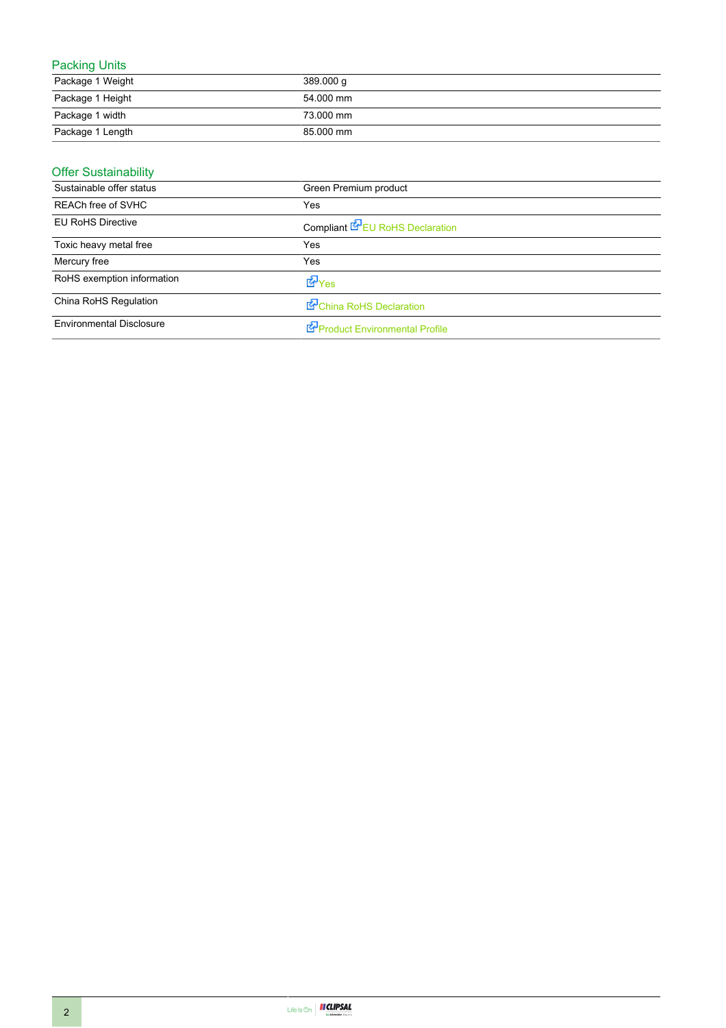## Packing Units

| | |
|---|---|
| Package 1 Weight | 389.000 g |
| Package 1 Height | 54.000 mm |
| Package 1 width | 73.000 mm |
| Package 1 Length | 85.000 mm |

## Offer Sustainability

| | |
|---|---|
| Sustainable offer status | Green Premium product |
| REACh free of SVHC | Yes |
| EU RoHS Directive | Compliant EU RoHS Declaration |
| Toxic heavy metal free | Yes |
| Mercury free | Yes |
| RoHS exemption information | Yes |
| China RoHS Regulation | China RoHS Declaration |
| Environmental Disclosure | Product Environmental Profile |